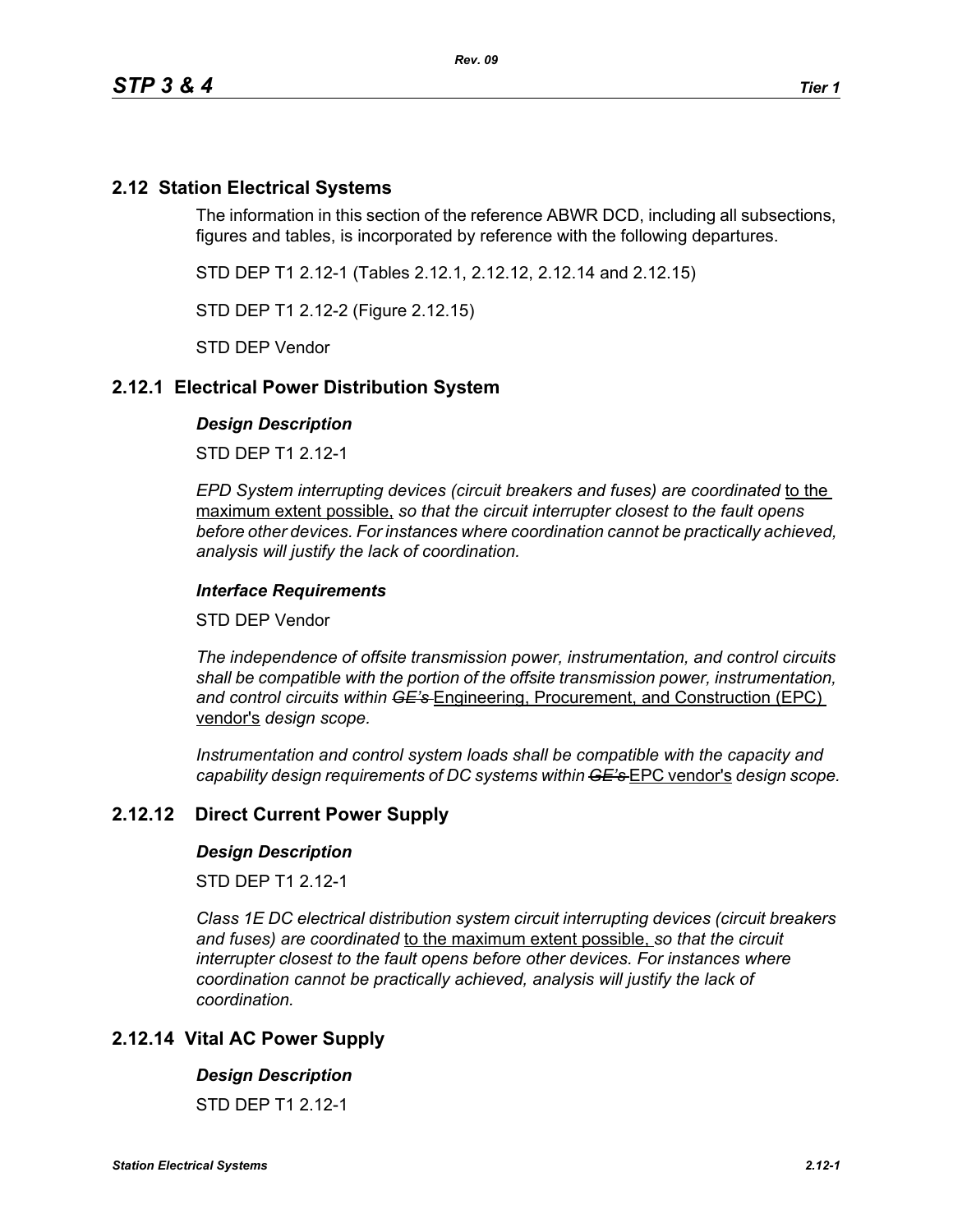## 2.12 Station Electrical Systems

The information in this section of the reference ABWR DCD, including all subsections, figures and tables, is incorporated by reference with the following departures.

STD DEP T1 2.12-1 (Tables 2.12.1, 2.12.12, 2.12.14 and 2.12.15)

STD DEP T1 2.12-2 (Figure 2.12.15)

STD DEP Vendor

## 2.12.1 Electrical Power Distribution System

### *Design Description*

STD DEP T1 2.12-1

*EPD System interrupting devices (circuit breakers and fuses) are coordinated* to the maximum extent possible, *so that the circuit interrupter closest to the fault opens before other devices. For instances where coordination cannot be practically achieved, analysis will justify the lack of coordination.*

### *Interface Requirements*

STD DEP Vendor

*The independence of offsite transmission power, instrumentation, and control circuits shall be compatible with the portion of the offsite transmission power, instrumentation, and control circuits within* ~~*GE's*~~ Engineering, Procurement, and Construction (EPC) vendor's *design scope.*

*Instrumentation and control system loads shall be compatible with the capacity and capability design requirements of DC systems within* ~~*GE's*~~ EPC vendor's *design scope.*

## 2.12.12 Direct Current Power Supply

### *Design Description*

STD DEP T1 2.12-1

*Class 1E DC electrical distribution system circuit interrupting devices (circuit breakers and fuses) are coordinated* to the maximum extent possible, *so that the circuit interrupter closest to the fault opens before other devices. For instances where coordination cannot be practically achieved, analysis will justify the lack of coordination.*

## 2.12.14 Vital AC Power Supply

### *Design Description*

STD DEP T1 2.12-1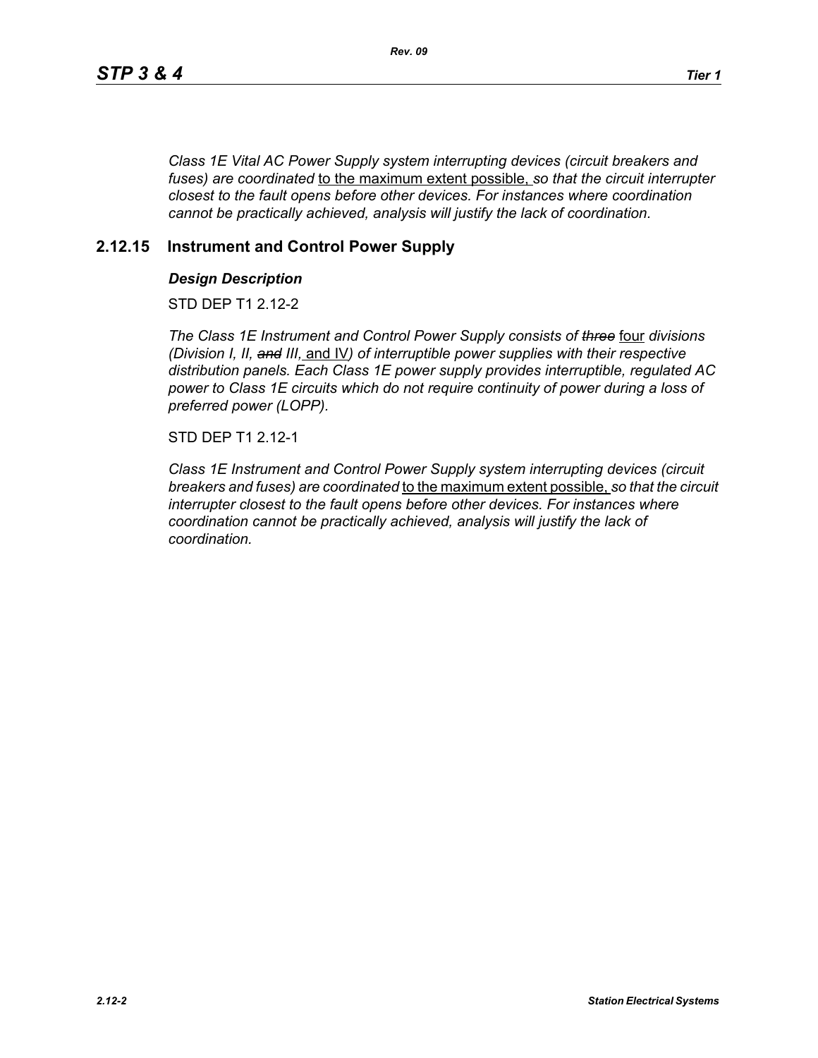*Class 1E Vital AC Power Supply system interrupting devices (circuit breakers and fuses) are coordinated* to the maximum extent possible, *so that the circuit interrupter closest to the fault opens before other devices. For instances where coordination cannot be practically achieved, analysis will justify the lack of coordination.*

## 2.12.15 Instrument and Control Power Supply

### *Design Description*

STD DEP T1 2.12-2

*The Class 1E Instrument and Control Power Supply consists of ~~three~~* four *divisions (Division I, II, ~~and~~ III,* and IV*) of interruptible power supplies with their respective distribution panels. Each Class 1E power supply provides interruptible, regulated AC power to Class 1E circuits which do not require continuity of power during a loss of preferred power (LOPP).*

STD DEP T1 2.12-1

*Class 1E Instrument and Control Power Supply system interrupting devices (circuit breakers and fuses) are coordinated* to the maximum extent possible, *so that the circuit interrupter closest to the fault opens before other devices. For instances where coordination cannot be practically achieved, analysis will justify the lack of coordination.*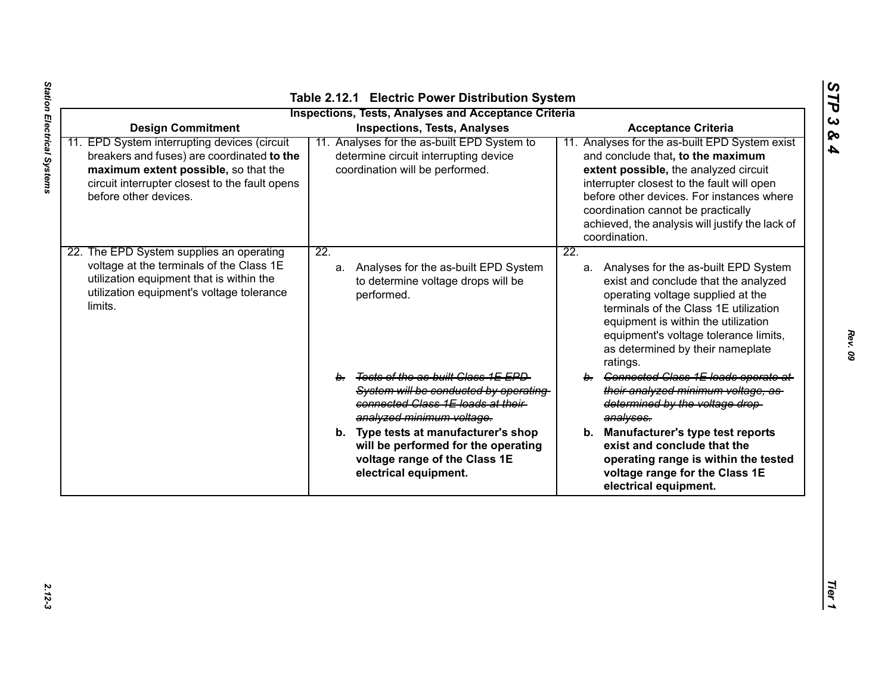# Table 2.12.1 Electric Power Distribution System

## Inspections, Tests, Analyses and Acceptance Criteria

| Design Commitment | Inspections, Tests, Analyses | Acceptance Criteria |
|---|---|---|
| 11. EPD System interrupting devices (circuit breakers and fuses) are coordinated **to the maximum extent possible,** so that the circuit interrupter closest to the fault opens before other devices. | 11. Analyses for the as-built EPD System to determine circuit interrupting device coordination will be performed. | 11. Analyses for the as-built EPD System exist and conclude that**, to the maximum extent possible,** the analyzed circuit interrupter closest to the fault will open before other devices. For instances where coordination cannot be practically achieved, the analysis will justify the lack of coordination. |
| 22. The EPD System supplies an operating voltage at the terminals of the Class 1E utilization equipment that is within the utilization equipment's voltage tolerance limits. | 22.<br>a. Analyses for the as-built EPD System to determine voltage drops will be performed.<br>~~b. Tests of the as-built Class 1E EPD System will be conducted by operating connected Class 1E loads at their analyzed minimum voltage.~~<br>**b. Type tests at manufacturer's shop will be performed for the operating voltage range of the Class 1E electrical equipment.** | 22.<br>a. Analyses for the as-built EPD System exist and conclude that the analyzed operating voltage supplied at the terminals of the Class 1E utilization equipment is within the utilization equipment's voltage tolerance limits, as determined by their nameplate ratings.<br>~~b. Connected Class 1E loads operate at their analyzed minimum voltage, as determined by the voltage drop analyses.~~<br>**b. Manufacturer's type test reports exist and conclude that the operating range is within the tested voltage range for the Class 1E electrical equipment.** |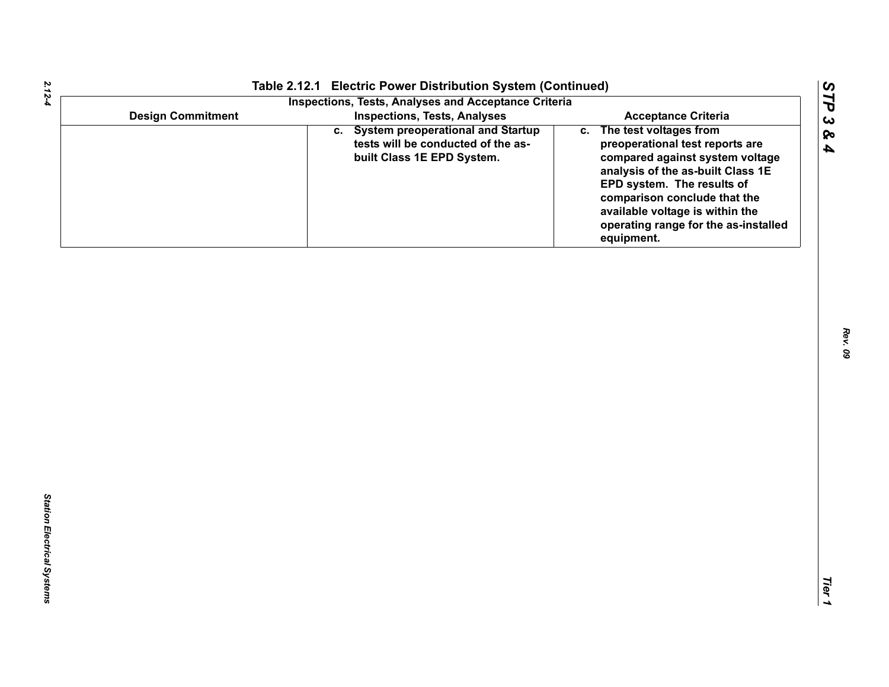## Table 2.12.1 Electric Power Distribution System (Continued)

| Inspections, Tests, Analyses and Acceptance Criteria | | |
|---|---|---|
| **Design Commitment** | **Inspections, Tests, Analyses** | **Acceptance Criteria** |
| | c. System preoperational and Startup tests will be conducted of the as-built Class 1E EPD System. | c. The test voltages from preoperational test reports are compared against system voltage analysis of the as-built Class 1E EPD system. The results of comparison conclude that the available voltage is within the operating range for the as-installed equipment. |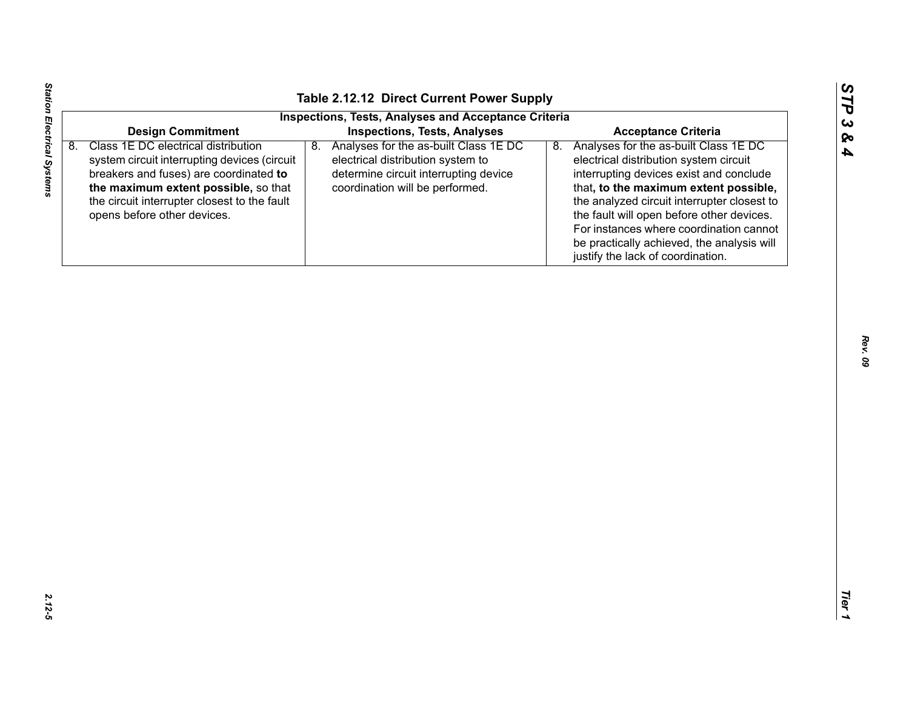**Table 2.12.12 Direct Current Power Supply**

| Inspections, Tests, Analyses and Acceptance Criteria | | |
|---|---|---|
| **Design Commitment** | **Inspections, Tests, Analyses** | **Acceptance Criteria** |
| 8. Class 1E DC electrical distribution system circuit interrupting devices (circuit breakers and fuses) are coordinated **to the maximum extent possible,** so that the circuit interrupter closest to the fault opens before other devices. | 8. Analyses for the as-built Class 1E DC electrical distribution system to determine circuit interrupting device coordination will be performed. | 8. Analyses for the as-built Class 1E DC electrical distribution system circuit interrupting devices exist and conclude that**, to the maximum extent possible,** the analyzed circuit interrupter closest to the fault will open before other devices. For instances where coordination cannot be practically achieved, the analysis will justify the lack of coordination. |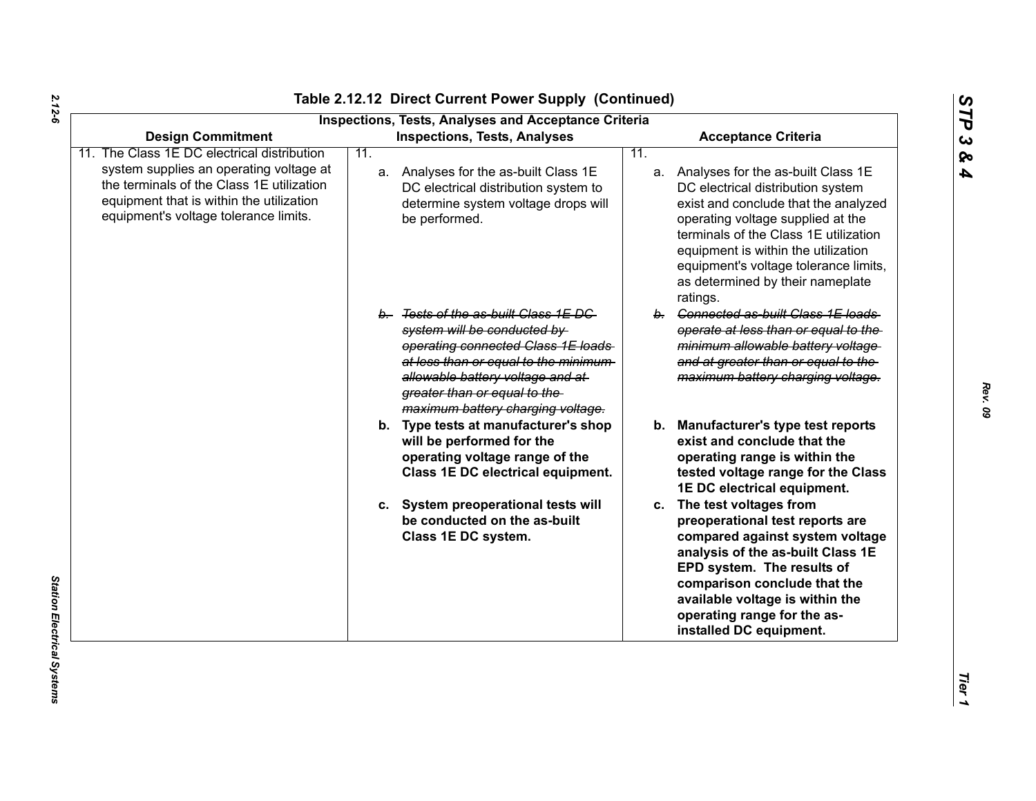# Table 2.12.12 Direct Current Power Supply (Continued)

| Inspections, Tests, Analyses and Acceptance Criteria | | |
|---|---|---|
| **Design Commitment** | **Inspections, Tests, Analyses** | **Acceptance Criteria** |
| 11. The Class 1E DC electrical distribution system supplies an operating voltage at the terminals of the Class 1E utilization equipment that is within the utilization equipment's voltage tolerance limits. | 11.<br>a. Analyses for the as-built Class 1E DC electrical distribution system to determine system voltage drops will be performed.<br><br>~~b. Tests of the as-built Class 1E DC system will be conducted by operating connected Class 1E loads at less than or equal to the minimum allowable battery voltage and at greater than or equal to the maximum battery charging voltage.~~<br><br>**b. Type tests at manufacturer's shop will be performed for the operating voltage range of the Class 1E DC electrical equipment.**<br><br>**c. System preoperational tests will be conducted on the as-built Class 1E DC system.** | 11.<br>a. Analyses for the as-built Class 1E DC electrical distribution system exist and conclude that the analyzed operating voltage supplied at the terminals of the Class 1E utilization equipment is within the utilization equipment's voltage tolerance limits, as determined by their nameplate ratings.<br><br>~~b. Connected as-built Class 1E loads operate at less than or equal to the minimum allowable battery voltage and at greater than or equal to the maximum battery charging voltage.~~<br><br>**b. Manufacturer's type test reports exist and conclude that the operating range is within the tested voltage range for the Class 1E DC electrical equipment.**<br><br>**c. The test voltages from preoperational test reports are compared against system voltage analysis of the as-built Class 1E EPD system. The results of comparison conclude that the available voltage is within the operating range for the as-installed DC equipment.** |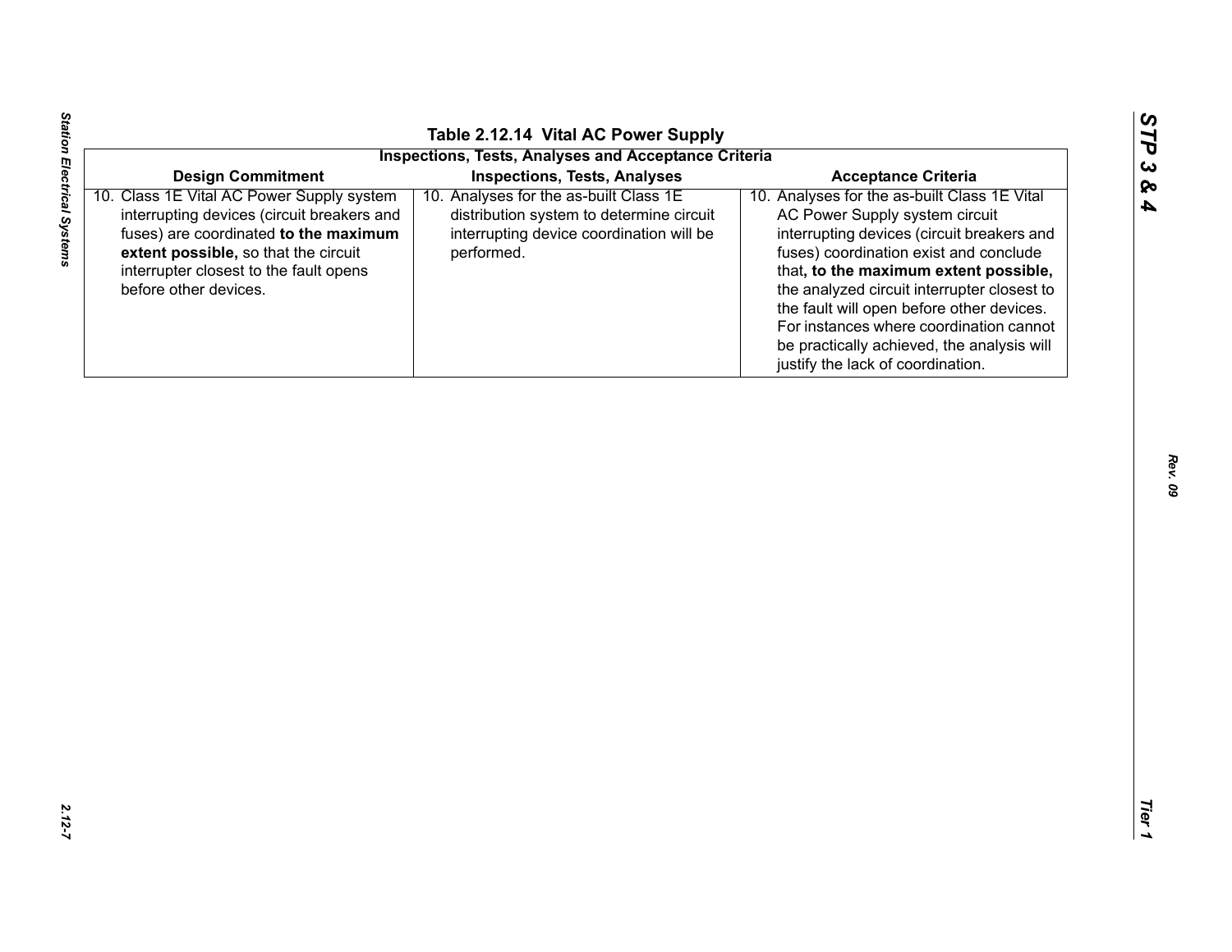Table 2.12.14 Vital AC Power Supply

| Inspections, Tests, Analyses and Acceptance Criteria | | |
|---|---|---|
| **Design Commitment** | **Inspections, Tests, Analyses** | **Acceptance Criteria** |
| 10. Class 1E Vital AC Power Supply system interrupting devices (circuit breakers and fuses) are coordinated **to the maximum extent possible,** so that the circuit interrupter closest to the fault opens before other devices. | 10. Analyses for the as-built Class 1E distribution system to determine circuit interrupting device coordination will be performed. | 10. Analyses for the as-built Class 1E Vital AC Power Supply system circuit interrupting devices (circuit breakers and fuses) coordination exist and conclude that**, to the maximum extent possible,** the analyzed circuit interrupter closest to the fault will open before other devices. For instances where coordination cannot be practically achieved, the analysis will justify the lack of coordination. |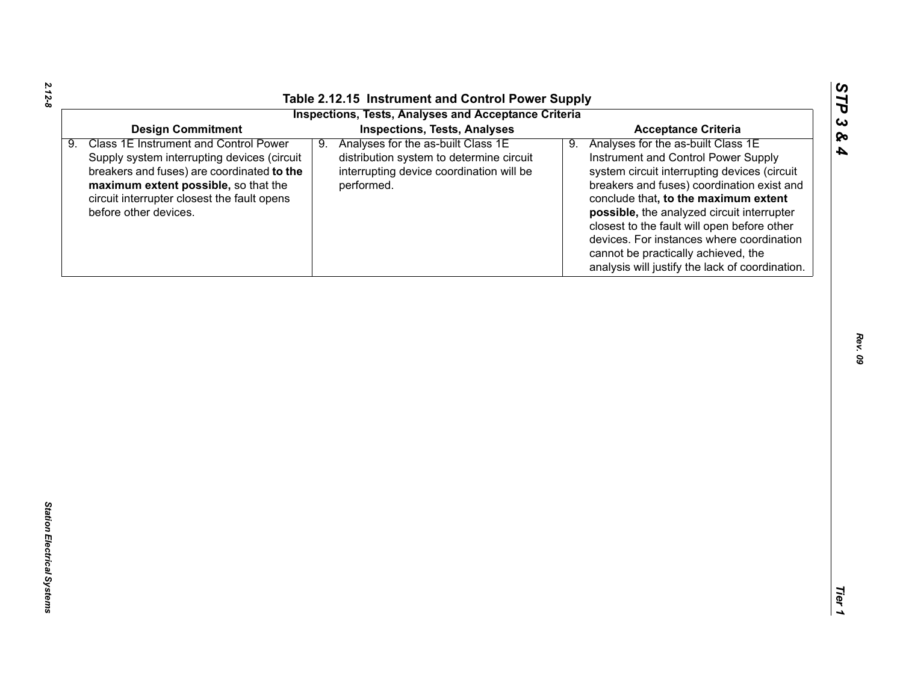## Table 2.12.15 Instrument and Control Power Supply

### Inspections, Tests, Analyses and Acceptance Criteria

| Design Commitment | Inspections, Tests, Analyses | Acceptance Criteria |
|---|---|---|
| 9. Class 1E Instrument and Control Power Supply system interrupting devices (circuit breakers and fuses) are coordinated **to the maximum extent possible,** so that the circuit interrupter closest the fault opens before other devices. | 9. Analyses for the as-built Class 1E distribution system to determine circuit interrupting device coordination will be performed. | 9. Analyses for the as-built Class 1E Instrument and Control Power Supply system circuit interrupting devices (circuit breakers and fuses) coordination exist and conclude that**, to the maximum extent possible,** the analyzed circuit interrupter closest to the fault will open before other devices. For instances where coordination cannot be practically achieved, the analysis will justify the lack of coordination. |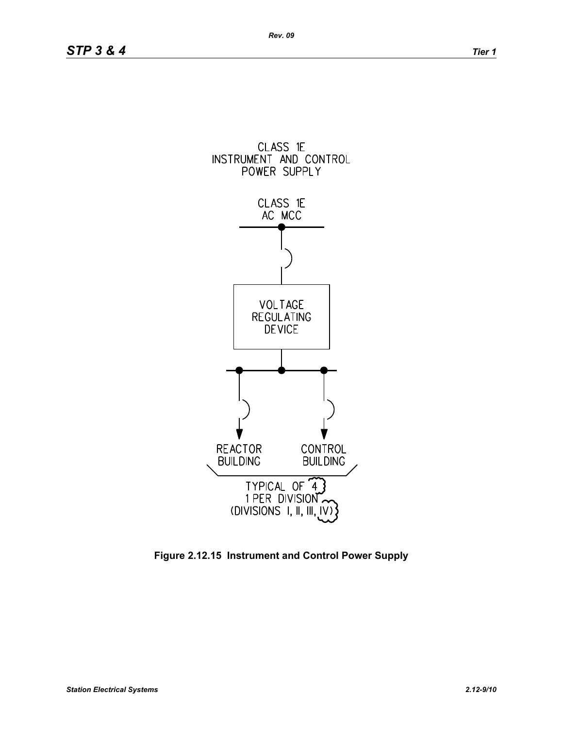CLASS 1E
INSTRUMENT AND CONTROL
POWER SUPPLY

CLASS 1E
AC MCC

VOLTAGE
REGULATING
DEVICE

REACTOR
BUILDING

CONTROL
BUILDING

TYPICAL OF 4
1 PER DIVISION
(DIVISIONS I, II, III, IV)

**Figure 2.12.15 Instrument and Control Power Supply**